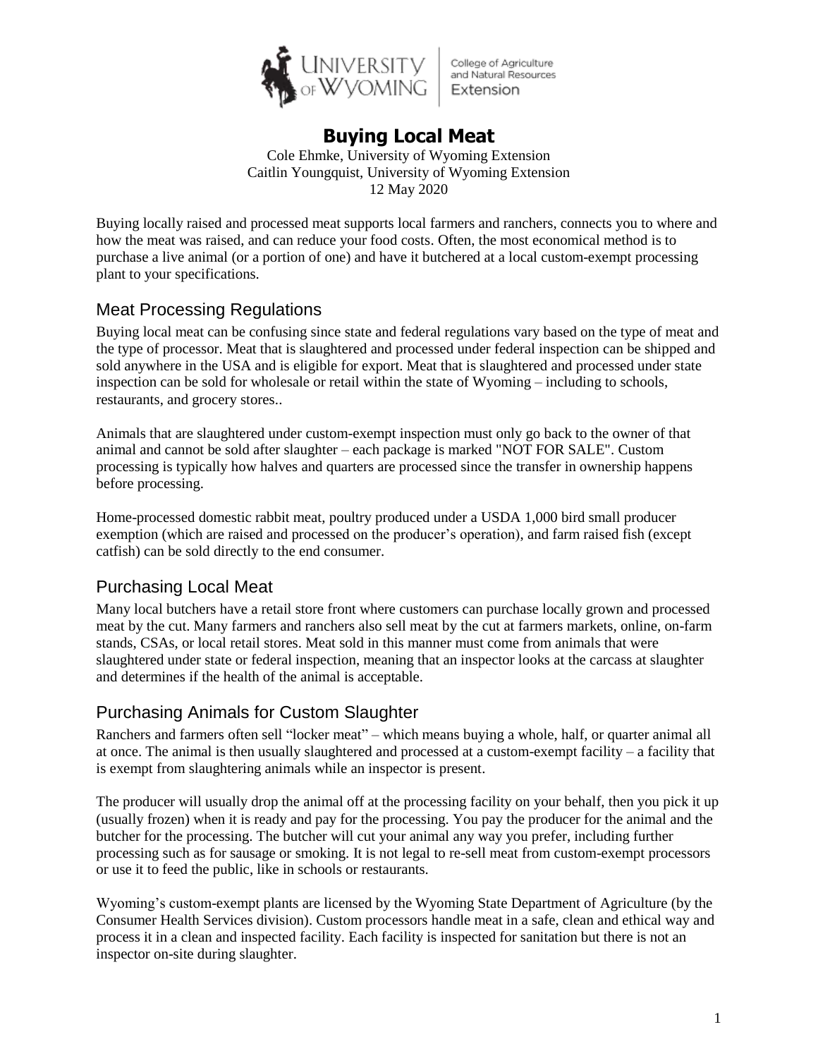# Buying Local Meat

Cole Ehmke, University of Wyoming Extension
Caitlin Youngquist, University of Wyoming Extension
12 May 2020

Buying locally raised and processed meat supports local farmers and ranchers, connects you to where and how the meat was raised, and can reduce your food costs. Often, the most economical method is to purchase a live animal (or a portion of one) and have it butchered at a local custom-exempt processing plant to your specifications.

## Meat Processing Regulations

Buying local meat can be confusing since state and federal regulations vary based on the type of meat and the type of processor. Meat that is slaughtered and processed under federal inspection can be shipped and sold anywhere in the USA and is eligible for export. Meat that is slaughtered and processed under state inspection can be sold for wholesale or retail within the state of Wyoming – including to schools, restaurants, and grocery stores..

Animals that are slaughtered under custom-exempt inspection must only go back to the owner of that animal and cannot be sold after slaughter – each package is marked "NOT FOR SALE". Custom processing is typically how halves and quarters are processed since the transfer in ownership happens before processing.

Home-processed domestic rabbit meat, poultry produced under a USDA 1,000 bird small producer exemption (which are raised and processed on the producer's operation), and farm raised fish (except catfish) can be sold directly to the end consumer.

## Purchasing Local Meat

Many local butchers have a retail store front where customers can purchase locally grown and processed meat by the cut. Many farmers and ranchers also sell meat by the cut at farmers markets, online, on-farm stands, CSAs, or local retail stores. Meat sold in this manner must come from animals that were slaughtered under state or federal inspection, meaning that an inspector looks at the carcass at slaughter and determines if the health of the animal is acceptable.

## Purchasing Animals for Custom Slaughter

Ranchers and farmers often sell "locker meat" – which means buying a whole, half, or quarter animal all at once. The animal is then usually slaughtered and processed at a custom-exempt facility – a facility that is exempt from slaughtering animals while an inspector is present.

The producer will usually drop the animal off at the processing facility on your behalf, then you pick it up (usually frozen) when it is ready and pay for the processing. You pay the producer for the animal and the butcher for the processing. The butcher will cut your animal any way you prefer, including further processing such as for sausage or smoking. It is not legal to re-sell meat from custom-exempt processors or use it to feed the public, like in schools or restaurants.

Wyoming's custom-exempt plants are licensed by the Wyoming State Department of Agriculture (by the Consumer Health Services division). Custom processors handle meat in a safe, clean and ethical way and process it in a clean and inspected facility. Each facility is inspected for sanitation but there is not an inspector on-site during slaughter.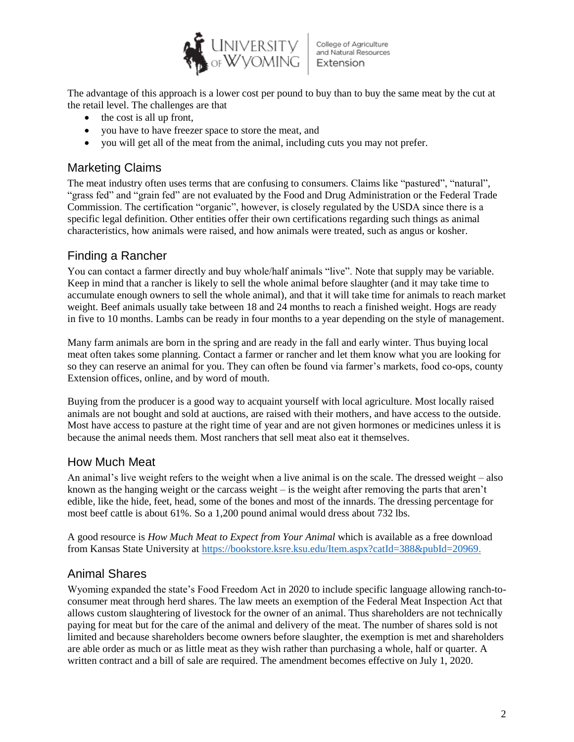The advantage of this approach is a lower cost per pound to buy than to buy the same meat by the cut at the retail level. The challenges are that

- the cost is all up front,
- you have to have freezer space to store the meat, and
- you will get all of the meat from the animal, including cuts you may not prefer.

## Marketing Claims

The meat industry often uses terms that are confusing to consumers. Claims like "pastured", "natural", "grass fed" and "grain fed" are not evaluated by the Food and Drug Administration or the Federal Trade Commission. The certification "organic", however, is closely regulated by the USDA since there is a specific legal definition. Other entities offer their own certifications regarding such things as animal characteristics, how animals were raised, and how animals were treated, such as angus or kosher.

## Finding a Rancher

You can contact a farmer directly and buy whole/half animals "live". Note that supply may be variable. Keep in mind that a rancher is likely to sell the whole animal before slaughter (and it may take time to accumulate enough owners to sell the whole animal), and that it will take time for animals to reach market weight. Beef animals usually take between 18 and 24 months to reach a finished weight. Hogs are ready in five to 10 months. Lambs can be ready in four months to a year depending on the style of management.

Many farm animals are born in the spring and are ready in the fall and early winter. Thus buying local meat often takes some planning. Contact a farmer or rancher and let them know what you are looking for so they can reserve an animal for you. They can often be found via farmer's markets, food co-ops, county Extension offices, online, and by word of mouth.

Buying from the producer is a good way to acquaint yourself with local agriculture. Most locally raised animals are not bought and sold at auctions, are raised with their mothers, and have access to the outside. Most have access to pasture at the right time of year and are not given hormones or medicines unless it is because the animal needs them. Most ranchers that sell meat also eat it themselves.

## How Much Meat

An animal's live weight refers to the weight when a live animal is on the scale. The dressed weight – also known as the hanging weight or the carcass weight – is the weight after removing the parts that aren't edible, like the hide, feet, head, some of the bones and most of the innards. The dressing percentage for most beef cattle is about 61%. So a 1,200 pound animal would dress about 732 lbs.

A good resource is *How Much Meat to Expect from Your Animal* which is available as a free download from Kansas State University at https://bookstore.ksre.ksu.edu/Item.aspx?catId=388&pubId=20969.

## Animal Shares

Wyoming expanded the state's Food Freedom Act in 2020 to include specific language allowing ranch-to-consumer meat through herd shares. The law meets an exemption of the Federal Meat Inspection Act that allows custom slaughtering of livestock for the owner of an animal. Thus shareholders are not technically paying for meat but for the care of the animal and delivery of the meat. The number of shares sold is not limited and because shareholders become owners before slaughter, the exemption is met and shareholders are able order as much or as little meat as they wish rather than purchasing a whole, half or quarter. A written contract and a bill of sale are required. The amendment becomes effective on July 1, 2020.